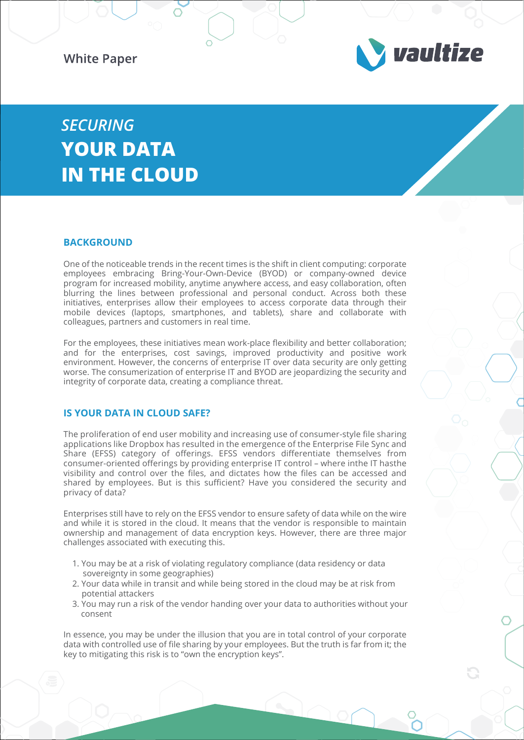White Paper

vaultize

# *SECURING* YOUR DATA IN THE CLOUD

## BACKGROUND

One of the noticeable trends in the recent times is the shift in client computing: corporate employees embracing Bring-Your-Own-Device (BYOD) or company-owned device program for increased mobility, anytime anywhere access, and easy collaboration, often blurring the lines between professional and personal conduct. Across both these initiatives, enterprises allow their employees to access corporate data through their mobile devices (laptops, smartphones, and tablets), share and collaborate with colleagues, partners and customers in real time.

For the employees, these initiatives mean work-place flexibility and better collaboration; and for the enterprises, cost savings, improved productivity and positive work environment. However, the concerns of enterprise IT over data security are only getting worse. The consumerization of enterprise IT and BYOD are jeopardizing the security and integrity of corporate data, creating a compliance threat.

## IS YOUR DATA IN CLOUD SAFE?

The proliferation of end user mobility and increasing use of consumer-style file sharing applications like Dropbox has resulted in the emergence of the Enterprise File Sync and Share (EFSS) category of offerings. EFSS vendors differentiate themselves from consumer-oriented offerings by providing enterprise IT control – where inthe IT hasthe visibility and control over the files, and dictates how the files can be accessed and shared by employees. But is this sufficient? Have you considered the security and privacy of data?

Enterprises still have to rely on the EFSS vendor to ensure safety of data while on the wire and while it is stored in the cloud. It means that the vendor is responsible to maintain ownership and management of data encryption keys. However, there are three major challenges associated with executing this.

1. You may be at a risk of violating regulatory compliance (data residency or data sovereignty in some geographies)
2. Your data while in transit and while being stored in the cloud may be at risk from potential attackers
3. You may run a risk of the vendor handing over your data to authorities without your consent

In essence, you may be under the illusion that you are in total control of your corporate data with controlled use of file sharing by your employees. But the truth is far from it; the key to mitigating this risk is to "own the encryption keys".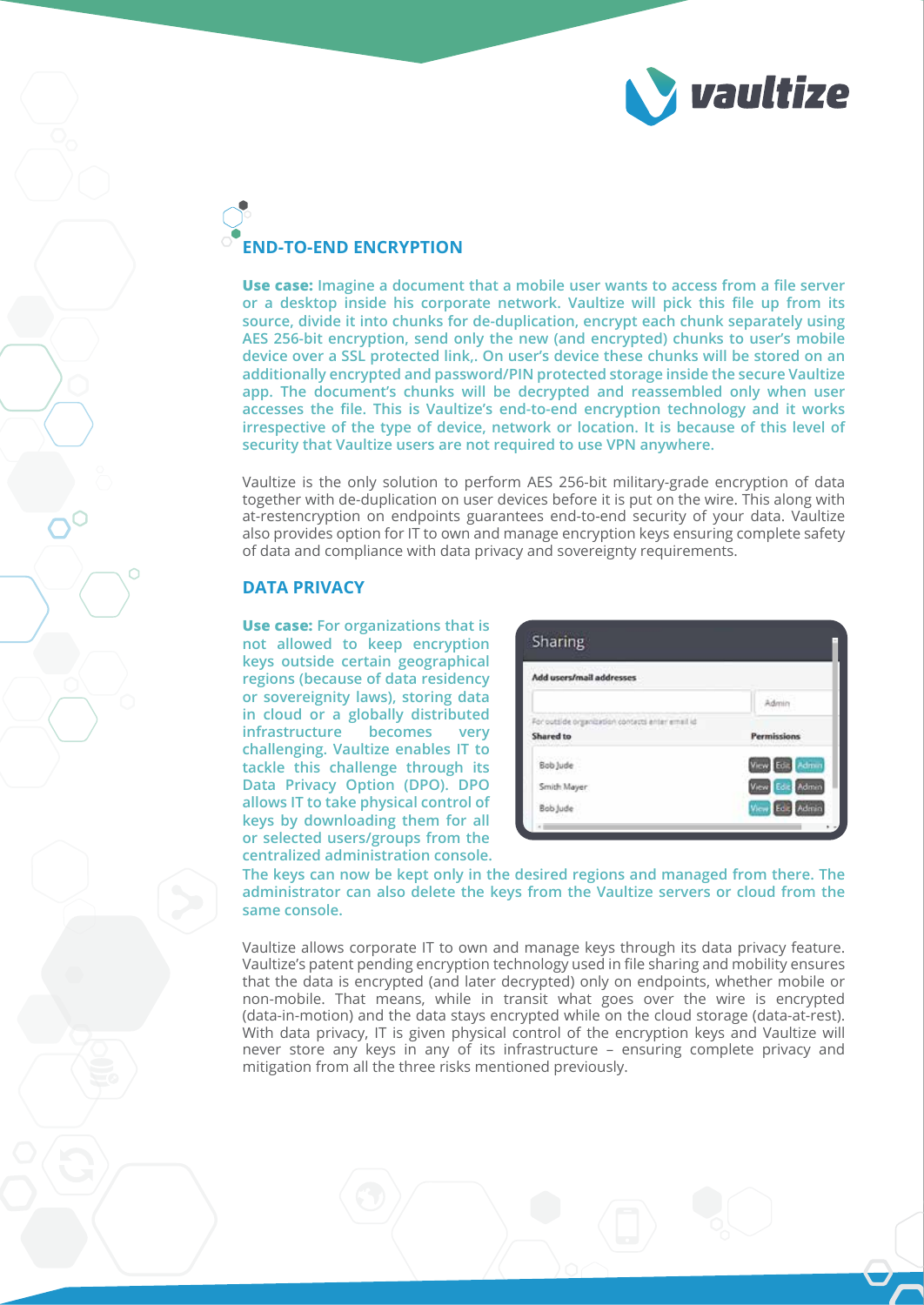## END-TO-END ENCRYPTION

**Use case:** Imagine a document that a mobile user wants to access from a file server or a desktop inside his corporate network. Vaultize will pick this file up from its source, divide it into chunks for de-duplication, encrypt each chunk separately using AES 256-bit encryption, send only the new (and encrypted) chunks to user's mobile device over a SSL protected link,. On user's device these chunks will be stored on an additionally encrypted and password/PIN protected storage inside the secure Vaultize app. The document's chunks will be decrypted and reassembled only when user accesses the file. This is Vaultize's end-to-end encryption technology and it works irrespective of the type of device, network or location. It is because of this level of security that Vaultize users are not required to use VPN anywhere.

Vaultize is the only solution to perform AES 256-bit military-grade encryption of data together with de-duplication on user devices before it is put on the wire. This along with at-restencryption on endpoints guarantees end-to-end security of your data. Vaultize also provides option for IT to own and manage encryption keys ensuring complete safety of data and compliance with data privacy and sovereignty requirements.

## DATA PRIVACY

**Use case:** For organizations that is not allowed to keep encryption keys outside certain geographical regions (because of data residency or sovereignity laws), storing data in cloud or a globally distributed infrastructure becomes very challenging. Vaultize enables IT to tackle this challenge through its Data Privacy Option (DPO). DPO allows IT to take physical control of keys by downloading them for all or selected users/groups from the centralized administration console. The keys can now be kept only in the desired regions and managed from there. The administrator can also delete the keys from the Vaultize servers or cloud from the same console.

Vaultize allows corporate IT to own and manage keys through its data privacy feature. Vaultize's patent pending encryption technology used in file sharing and mobility ensures that the data is encrypted (and later decrypted) only on endpoints, whether mobile or non-mobile. That means, while in transit what goes over the wire is encrypted (data-in-motion) and the data stays encrypted while on the cloud storage (data-at-rest). With data privacy, IT is given physical control of the encryption keys and Vaultize will never store any keys in any of its infrastructure – ensuring complete privacy and mitigation from all the three risks mentioned previously.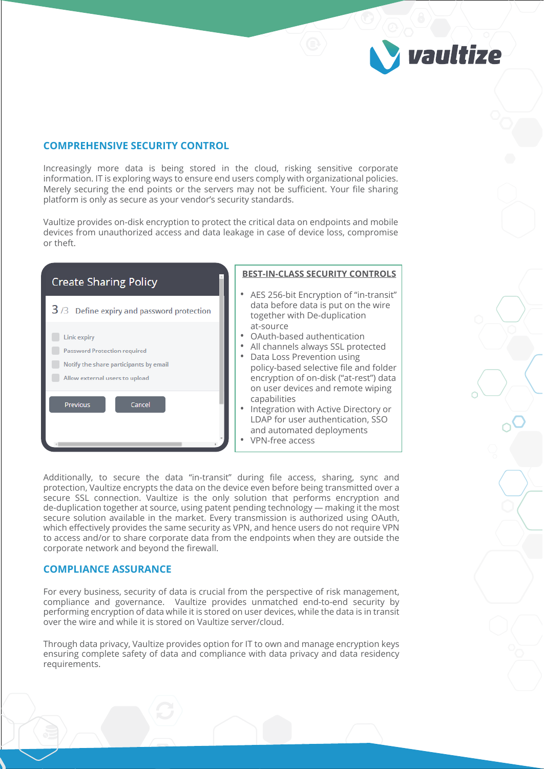## COMPREHENSIVE SECURITY CONTROL

Increasingly more data is being stored in the cloud, risking sensitive corporate information. IT is exploring ways to ensure end users comply with organizational policies. Merely securing the end points or the servers may not be sufficient. Your file sharing platform is only as secure as your vendor's security standards.

Vaultize provides on-disk encryption to protect the critical data on endpoints and mobile devices from unauthorized access and data leakage in case of device loss, compromise or theft.

**Create Sharing Policy**

3 /3 Define expiry and password protection

- Link expiry
- Password Protection required
- Notify the share participants by email
- Allow external users to upload

Previous | Cancel

### BEST-IN-CLASS SECURITY CONTROLS

- AES 256-bit Encryption of "in-transit" data before data is put on the wire together with De-duplication at-source
- OAuth-based authentication
- All channels always SSL protected
- Data Loss Prevention using policy-based selective file and folder encryption of on-disk ("at-rest") data on user devices and remote wiping capabilities
- Integration with Active Directory or LDAP for user authentication, SSO and automated deployments
- VPN-free access

Additionally, to secure the data "in-transit" during file access, sharing, sync and protection, Vaultize encrypts the data on the device even before being transmitted over a secure SSL connection. Vaultize is the only solution that performs encryption and de-duplication together at source, using patent pending technology — making it the most secure solution available in the market. Every transmission is authorized using OAuth, which effectively provides the same security as VPN, and hence users do not require VPN to access and/or to share corporate data from the endpoints when they are outside the corporate network and beyond the firewall.

## COMPLIANCE ASSURANCE

For every business, security of data is crucial from the perspective of risk management, compliance and governance. Vaultize provides unmatched end-to-end security by performing encryption of data while it is stored on user devices, while the data is in transit over the wire and while it is stored on Vaultize server/cloud.

Through data privacy, Vaultize provides option for IT to own and manage encryption keys ensuring complete safety of data and compliance with data privacy and data residency requirements.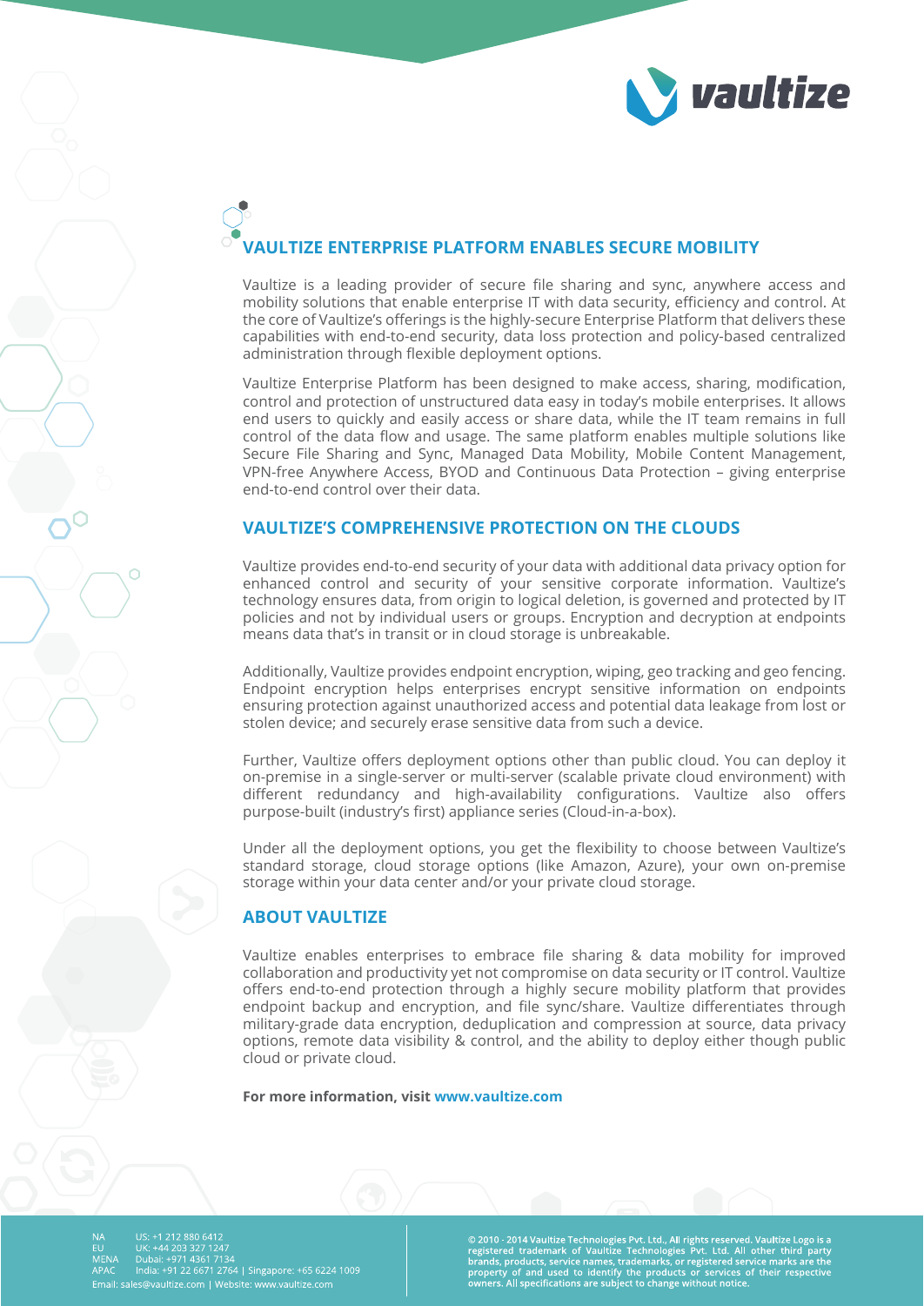## VAULTIZE ENTERPRISE PLATFORM ENABLES SECURE MOBILITY

Vaultize is a leading provider of secure file sharing and sync, anywhere access and mobility solutions that enable enterprise IT with data security, efficiency and control. At the core of Vaultize's offerings is the highly-secure Enterprise Platform that delivers these capabilities with end-to-end security, data loss protection and policy-based centralized administration through flexible deployment options.

Vaultize Enterprise Platform has been designed to make access, sharing, modification, control and protection of unstructured data easy in today's mobile enterprises. It allows end users to quickly and easily access or share data, while the IT team remains in full control of the data flow and usage. The same platform enables multiple solutions like Secure File Sharing and Sync, Managed Data Mobility, Mobile Content Management, VPN-free Anywhere Access, BYOD and Continuous Data Protection – giving enterprise end-to-end control over their data.

## VAULTIZE'S COMPREHENSIVE PROTECTION ON THE CLOUDS

Vaultize provides end-to-end security of your data with additional data privacy option for enhanced control and security of your sensitive corporate information. Vaultize's technology ensures data, from origin to logical deletion, is governed and protected by IT policies and not by individual users or groups. Encryption and decryption at endpoints means data that's in transit or in cloud storage is unbreakable.

Additionally, Vaultize provides endpoint encryption, wiping, geo tracking and geo fencing. Endpoint encryption helps enterprises encrypt sensitive information on endpoints ensuring protection against unauthorized access and potential data leakage from lost or stolen device; and securely erase sensitive data from such a device.

Further, Vaultize offers deployment options other than public cloud. You can deploy it on-premise in a single-server or multi-server (scalable private cloud environment) with different redundancy and high-availability configurations. Vaultize also offers purpose-built (industry's first) appliance series (Cloud-in-a-box).

Under all the deployment options, you get the flexibility to choose between Vaultize's standard storage, cloud storage options (like Amazon, Azure), your own on-premise storage within your data center and/or your private cloud storage.

## ABOUT VAULTIZE

Vaultize enables enterprises to embrace file sharing & data mobility for improved collaboration and productivity yet not compromise on data security or IT control. Vaultize offers end-to-end protection through a highly secure mobility platform that provides endpoint backup and encryption, and file sync/share. Vaultize differentiates through military-grade data encryption, deduplication and compression at source, data privacy options, remote data visibility & control, and the ability to deploy either though public cloud or private cloud.

**For more information, visit www.vaultize.com**

NA US: +1 212 880 6412
EU UK: +44 203 327 1247
MENA Dubai: +971 4361 7134
APAC India: +91 22 6671 2764 | Singapore: +65 6224 1009
Email: sales@vaultize.com | Website: www.vaultize.com

© 2010 - 2014 Vaultize Technologies Pvt. Ltd., All rights reserved. Vaultize Logo is a registered trademark of Vaultize Technologies Pvt. Ltd. All other third party brands, products, service names, trademarks, or registered service marks are the property of and used to identify the products or services of their respective owners. All specifications are subject to change without notice.